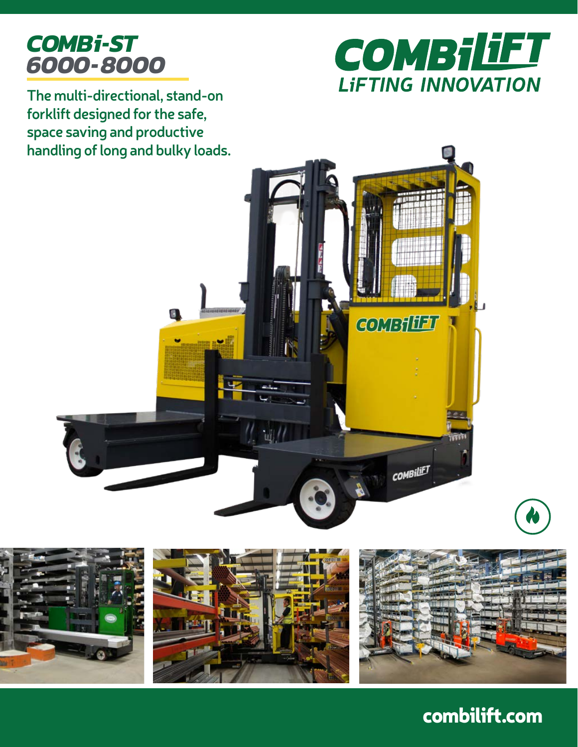# COMBi-ST 6000-8000

**The multi-directional, stand-on forklift designed for the safe, space saving and productive handling of long and bulky loads.**

COMBiLiFT
LiFTING INNOVATION

combilift.com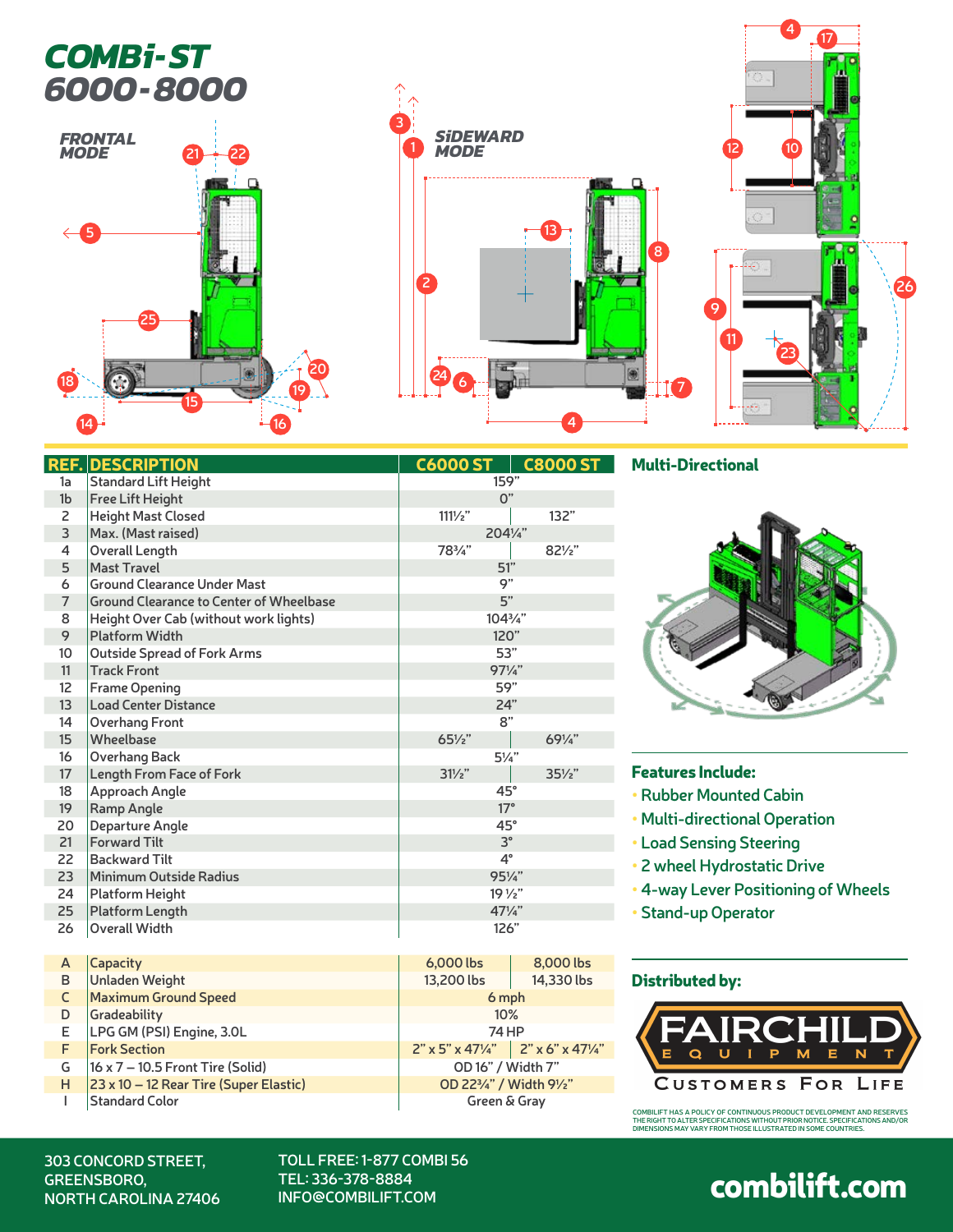# COMBi-ST 6000-8000

FRONTAL MODE

SiDEWARD MODE

| REF. | DESCRIPTION | C6000 ST | C8000 ST |
|---|---|---|---|
| 1a | Standard Lift Height | 159" | |
| 1b | Free Lift Height | 0" | |
| 2 | Height Mast Closed | 111½" | 132" |
| 3 | Max. (Mast raised) | 204¼" | |
| 4 | Overall Length | 78¾" | 82½" |
| 5 | Mast Travel | 51" | |
| 6 | Ground Clearance Under Mast | 9" | |
| 7 | Ground Clearance to Center of Wheelbase | 5" | |
| 8 | Height Over Cab (without work lights) | 104¾" | |
| 9 | Platform Width | 120" | |
| 10 | Outside Spread of Fork Arms | 53" | |
| 11 | Track Front | 97¼" | |
| 12 | Frame Opening | 59" | |
| 13 | Load Center Distance | 24" | |
| 14 | Overhang Front | 8" | |
| 15 | Wheelbase | 65½" | 69¼" |
| 16 | Overhang Back | 5¼" | |
| 17 | Length From Face of Fork | 31½" | 35½" |
| 18 | Approach Angle | 45° | |
| 19 | Ramp Angle | 17° | |
| 20 | Departure Angle | 45° | |
| 21 | Forward Tilt | 3° | |
| 22 | Backward Tilt | 4° | |
| 23 | Minimum Outside Radius | 95¼" | |
| 24 | Platform Height | 19 ½" | |
| 25 | Platform Length | 47¼" | |
| 26 | Overall Width | 126" | |

| | | | |
|---|---|---|---|
| A | Capacity | 6,000 lbs | 8,000 lbs |
| B | Unladen Weight | 13,200 lbs | 14,330 lbs |
| C | Maximum Ground Speed | 6 mph | |
| D | Gradeability | 10% | |
| E | LPG GM (PSI) Engine, 3.0L | 74 HP | |
| F | Fork Section | 2" x 5" x 47¼" | 2" x 6" x 47¼" |
| G | 16 x 7 – 10.5 Front Tire (Solid) | OD 16" / Width 7" | |
| H | 23 x 10 – 12 Rear Tire (Super Elastic) | OD 22¾" / Width 9½" | |
| I | Standard Color | Green & Gray | |

## Multi-Directional

**Features Include:**

- Rubber Mounted Cabin
- Multi-directional Operation
- Load Sensing Steering
- 2 wheel Hydrostatic Drive
- 4-way Lever Positioning of Wheels
- Stand-up Operator

**Distributed by:**

FAIRCHILD EQUIPMENT

CUSTOMERS FOR LIFE

COMBILIFT HAS A POLICY OF CONTINUOUS PRODUCT DEVELOPMENT AND RESERVES THE RIGHT TO ALTER SPECIFICATIONS WITHOUT PRIOR NOTICE. SPECIFICATIONS AND/OR DIMENSIONS MAY VARY FROM THOSE ILLUSTRATED IN SOME COUNTRIES.

303 CONCORD STREET,
GREENSBORO,
NORTH CAROLINA 27406

TOLL FREE: 1-877 COMBI 56
TEL: 336-378-8884
INFO@COMBILIFT.COM

combilift.com